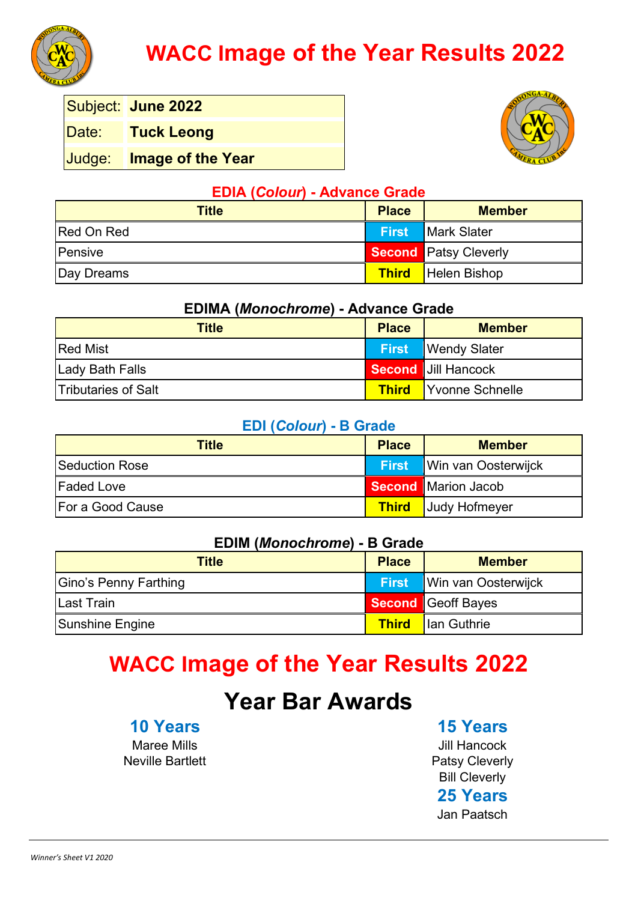# WACC Image of the Year Results 2022

| Subject: | June 2022 |
|---|---|
| Date: | Tuck Leong |
| Judge: | Image of the Year |

## EDIA (*Colour*) - Advance Grade

| Title | Place | Member |
|---|---|---|
| Red On Red | First | Mark Slater |
| Pensive | Second | Patsy Cleverly |
| Day Dreams | Third | Helen Bishop |

## EDIMA (*Monochrome*) - Advance Grade

| Title | Place | Member |
|---|---|---|
| Red Mist | First | Wendy Slater |
| Lady Bath Falls | Second | Jill Hancock |
| Tributaries of Salt | Third | Yvonne Schnelle |

## EDI (*Colour*) - B Grade

| Title | Place | Member |
|---|---|---|
| Seduction Rose | First | Win van Oosterwijck |
| Faded Love | Second | Marion Jacob |
| For a Good Cause | Third | Judy Hofmeyer |

## EDIM (*Monochrome*) - B Grade

| Title | Place | Member |
|---|---|---|
| Gino's Penny Farthing | First | Win van Oosterwijck |
| Last Train | Second | Geoff Bayes |
| Sunshine Engine | Third | Ian Guthrie |

# WACC Image of the Year Results 2022

## Year Bar Awards

### 10 Years

Maree Mills
Neville Bartlett

### 15 Years

Jill Hancock
Patsy Cleverly
Bill Cleverly

### 25 Years

Jan Paatsch

*Winner's Sheet V1 2020*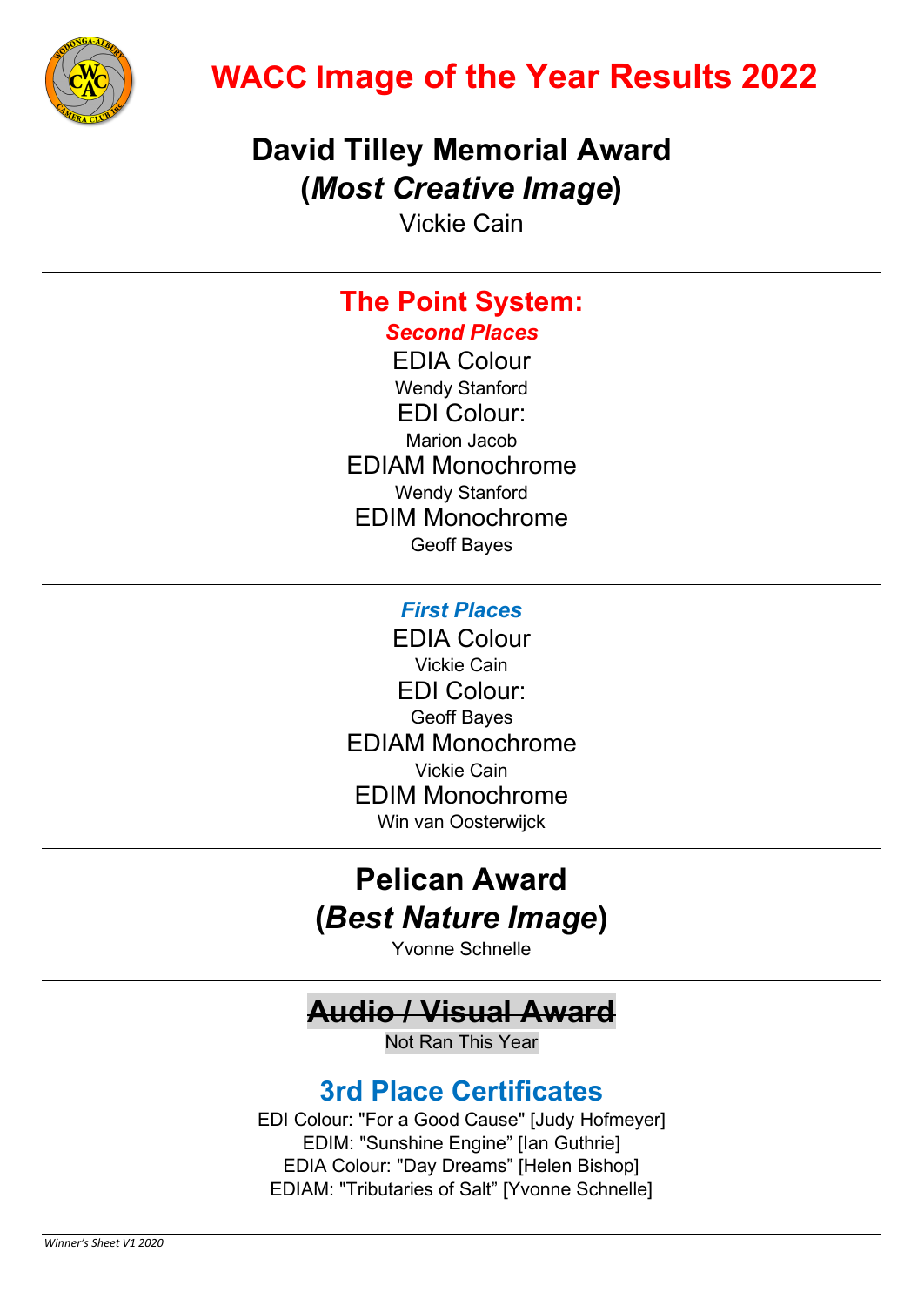# WACC Image of the Year Results 2022

## David Tilley Memorial Award (*Most Creative Image*)

Vickie Cain

---

## The Point System:

### *Second Places*

EDIA Colour

Wendy Stanford

EDI Colour:

Marion Jacob

EDIAM Monochrome

Wendy Stanford

EDIM Monochrome

Geoff Bayes

---

### *First Places*

EDIA Colour

Vickie Cain

EDI Colour:

Geoff Bayes

EDIAM Monochrome

Vickie Cain

EDIM Monochrome

Win van Oosterwijck

---

## Pelican Award (*Best Nature Image*)

Yvonne Schnelle

---

## ~~Audio / Visual Award~~

Not Ran This Year

---

## 3rd Place Certificates

EDI Colour: "For a Good Cause" [Judy Hofmeyer]

EDIM: "Sunshine Engine" [Ian Guthrie]

EDIA Colour: "Day Dreams" [Helen Bishop]

EDIAM: "Tributaries of Salt" [Yvonne Schnelle]

*Winner's Sheet V1 2020*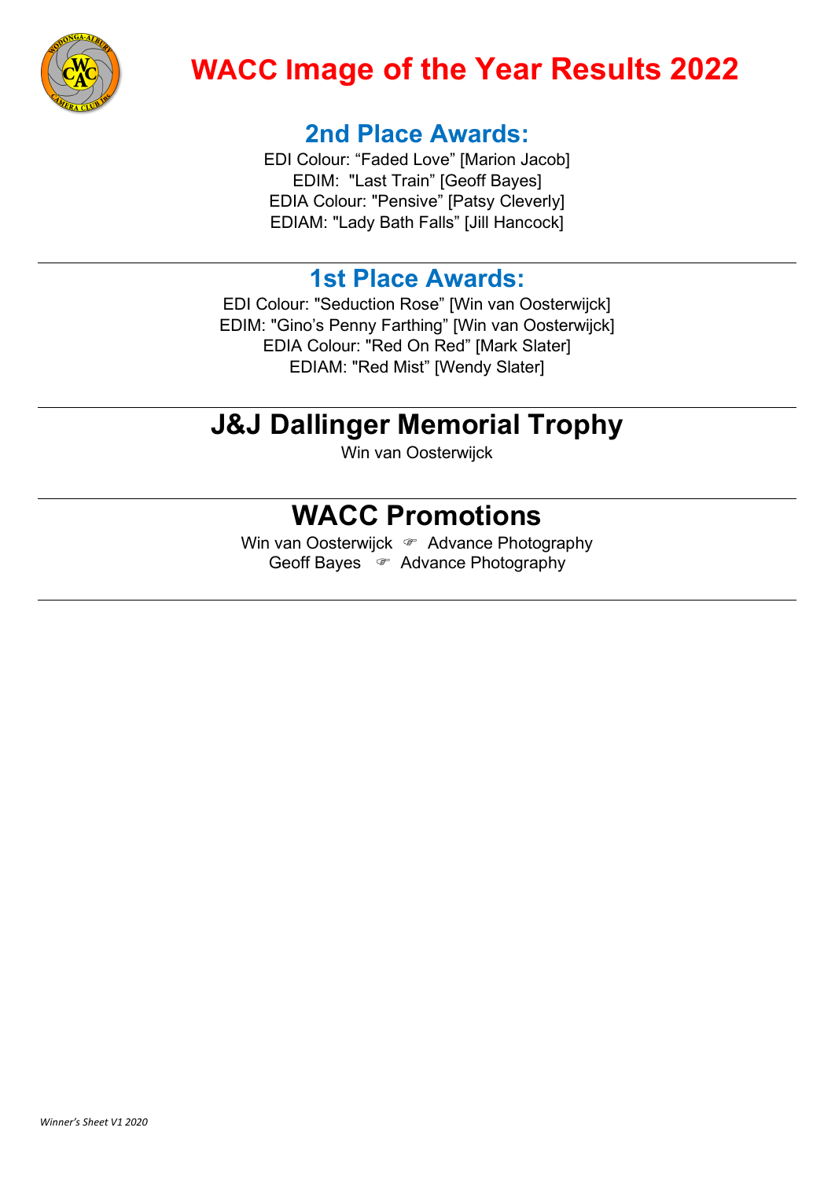# WACC Image of the Year Results 2022

## 2nd Place Awards:

EDI Colour: “Faded Love” [Marion Jacob]
EDIM: "Last Train” [Geoff Bayes]
EDIA Colour: "Pensive” [Patsy Cleverly]
EDIAM: "Lady Bath Falls” [Jill Hancock]

---

## 1st Place Awards:

EDI Colour: "Seduction Rose” [Win van Oosterwijck]
EDIM: "Gino’s Penny Farthing” [Win van Oosterwijck]
EDIA Colour: "Red On Red” [Mark Slater]
EDIAM: "Red Mist” [Wendy Slater]

---

## J&J Dallinger Memorial Trophy

Win van Oosterwijck

---

## WACC Promotions

Win van Oosterwijck ☞ Advance Photography
Geoff Bayes ☞ Advance Photography

---

*Winner’s Sheet V1 2020*